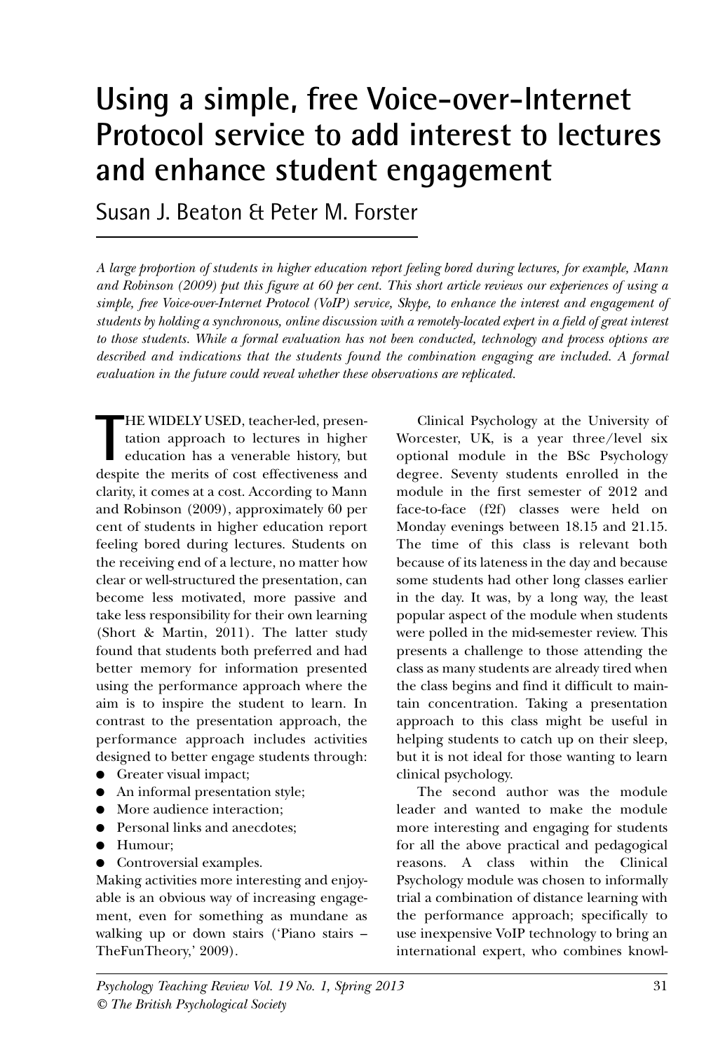# Using a simple, free Voice-over-Internet Protocol service to add interest to lectures and enhance student engagement

Susan J. Beaton & Peter M. Forster

*A large proportion of students in higher education report feeling bored during lectures, for example, Mann and Robinson (2009) put this figure at 60 per cent. This short article reviews our experiences of using a simple, free Voice-over-Internet Protocol (VoIP) service, Skype, to enhance the interest and engagement of students by holding a synchronous, online discussion with a remotely-located expert in a field of great interest to those students. While a formal evaluation has not been conducted, technology and process options are described and indications that the students found the combination engaging are included. A formal evaluation in the future could reveal whether these observations are replicated.*

THE WIDELY USED, teacher-led, presentation approach to lectures in higher education has a venerable history, but despite the merits of cost effectiveness and clarity, it comes at a cost. According to Mann and Robinson (2009), approximately 60 per cent of students in higher education report feeling bored during lectures. Students on the receiving end of a lecture, no matter how clear or well-structured the presentation, can become less motivated, more passive and take less responsibility for their own learning (Short & Martin, 2011). The latter study found that students both preferred and had better memory for information presented using the performance approach where the aim is to inspire the student to learn. In contrast to the presentation approach, the performance approach includes activities designed to better engage students through:

- Greater visual impact;
- An informal presentation style;
- More audience interaction;
- Personal links and anecdotes;
- Humour;
- Controversial examples.

Making activities more interesting and enjoyable is an obvious way of increasing engagement, even for something as mundane as walking up or down stairs ('Piano stairs – TheFunTheory,' 2009).

Clinical Psychology at the University of Worcester, UK, is a year three/level six optional module in the BSc Psychology degree. Seventy students enrolled in the module in the first semester of 2012 and face-to-face (f2f) classes were held on Monday evenings between 18.15 and 21.15. The time of this class is relevant both because of its lateness in the day and because some students had other long classes earlier in the day. It was, by a long way, the least popular aspect of the module when students were polled in the mid-semester review. This presents a challenge to those attending the class as many students are already tired when the class begins and find it difficult to maintain concentration. Taking a presentation approach to this class might be useful in helping students to catch up on their sleep, but it is not ideal for those wanting to learn clinical psychology.

The second author was the module leader and wanted to make the module more interesting and engaging for students for all the above practical and pedagogical reasons. A class within the Clinical Psychology module was chosen to informally trial a combination of distance learning with the performance approach; specifically to use inexpensive VoIP technology to bring an international expert, who combines knowl-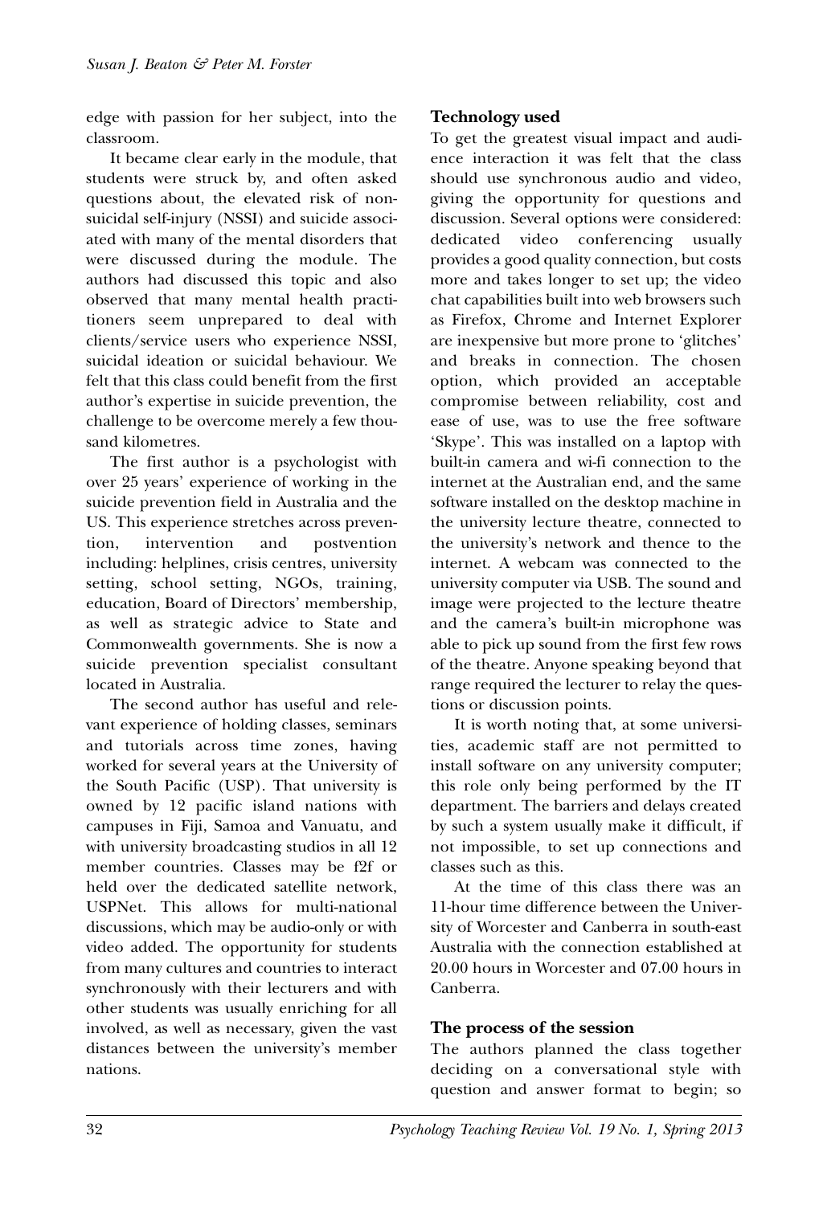edge with passion for her subject, into the classroom.

It became clear early in the module, that students were struck by, and often asked questions about, the elevated risk of non-suicidal self-injury (NSSI) and suicide associated with many of the mental disorders that were discussed during the module. The authors had discussed this topic and also observed that many mental health practitioners seem unprepared to deal with clients/service users who experience NSSI, suicidal ideation or suicidal behaviour. We felt that this class could benefit from the first author's expertise in suicide prevention, the challenge to be overcome merely a few thousand kilometres.

The first author is a psychologist with over 25 years' experience of working in the suicide prevention field in Australia and the US. This experience stretches across prevention, intervention and postvention including: helplines, crisis centres, university setting, school setting, NGOs, training, education, Board of Directors' membership, as well as strategic advice to State and Commonwealth governments. She is now a suicide prevention specialist consultant located in Australia.

The second author has useful and relevant experience of holding classes, seminars and tutorials across time zones, having worked for several years at the University of the South Pacific (USP). That university is owned by 12 pacific island nations with campuses in Fiji, Samoa and Vanuatu, and with university broadcasting studios in all 12 member countries. Classes may be f2f or held over the dedicated satellite network, USPNet. This allows for multi-national discussions, which may be audio-only or with video added. The opportunity for students from many cultures and countries to interact synchronously with their lecturers and with other students was usually enriching for all involved, as well as necessary, given the vast distances between the university's member nations.

### Technology used

To get the greatest visual impact and audience interaction it was felt that the class should use synchronous audio and video, giving the opportunity for questions and discussion. Several options were considered: dedicated video conferencing usually provides a good quality connection, but costs more and takes longer to set up; the video chat capabilities built into web browsers such as Firefox, Chrome and Internet Explorer are inexpensive but more prone to 'glitches' and breaks in connection. The chosen option, which provided an acceptable compromise between reliability, cost and ease of use, was to use the free software 'Skype'. This was installed on a laptop with built-in camera and wi-fi connection to the internet at the Australian end, and the same software installed on the desktop machine in the university lecture theatre, connected to the university's network and thence to the internet. A webcam was connected to the university computer via USB. The sound and image were projected to the lecture theatre and the camera's built-in microphone was able to pick up sound from the first few rows of the theatre. Anyone speaking beyond that range required the lecturer to relay the questions or discussion points.

It is worth noting that, at some universities, academic staff are not permitted to install software on any university computer; this role only being performed by the IT department. The barriers and delays created by such a system usually make it difficult, if not impossible, to set up connections and classes such as this.

At the time of this class there was an 11-hour time difference between the University of Worcester and Canberra in south-east Australia with the connection established at 20.00 hours in Worcester and 07.00 hours in Canberra.

### The process of the session

The authors planned the class together deciding on a conversational style with question and answer format to begin; so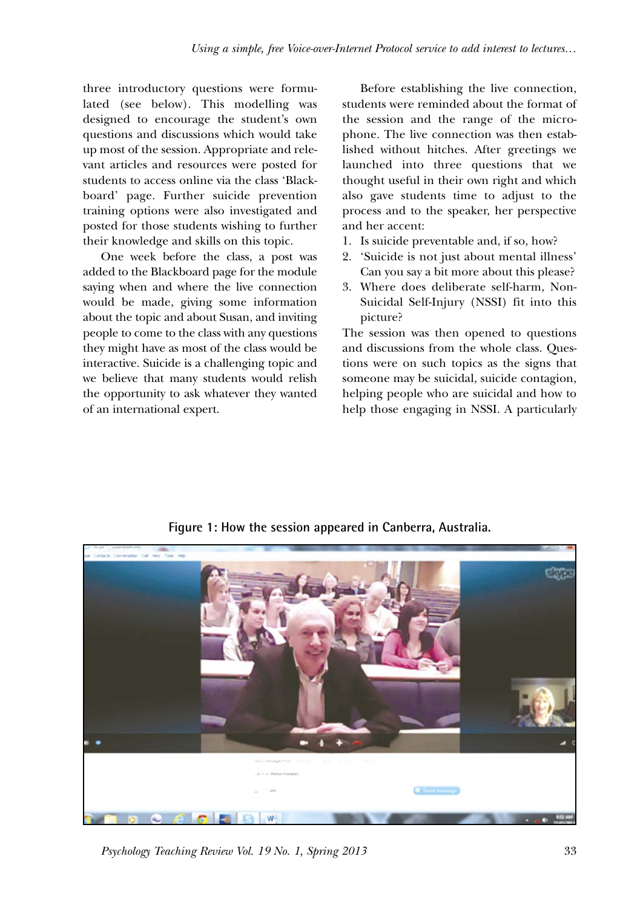three introductory questions were formulated (see below). This modelling was designed to encourage the student's own questions and discussions which would take up most of the session. Appropriate and relevant articles and resources were posted for students to access online via the class 'Blackboard' page. Further suicide prevention training options were also investigated and posted for those students wishing to further their knowledge and skills on this topic.

One week before the class, a post was added to the Blackboard page for the module saying when and where the live connection would be made, giving some information about the topic and about Susan, and inviting people to come to the class with any questions they might have as most of the class would be interactive. Suicide is a challenging topic and we believe that many students would relish the opportunity to ask whatever they wanted of an international expert.

Before establishing the live connection, students were reminded about the format of the session and the range of the microphone. The live connection was then established without hitches. After greetings we launched into three questions that we thought useful in their own right and which also gave students time to adjust to the process and to the speaker, her perspective and her accent:

1. Is suicide preventable and, if so, how?
2. 'Suicide is not just about mental illness' Can you say a bit more about this please?
3. Where does deliberate self-harm, Non-Suicidal Self-Injury (NSSI) fit into this picture?

The session was then opened to questions and discussions from the whole class. Questions were on such topics as the signs that someone may be suicidal, suicide contagion, helping people who are suicidal and how to help those engaging in NSSI. A particularly

**Figure 1: How the session appeared in Canberra, Australia.**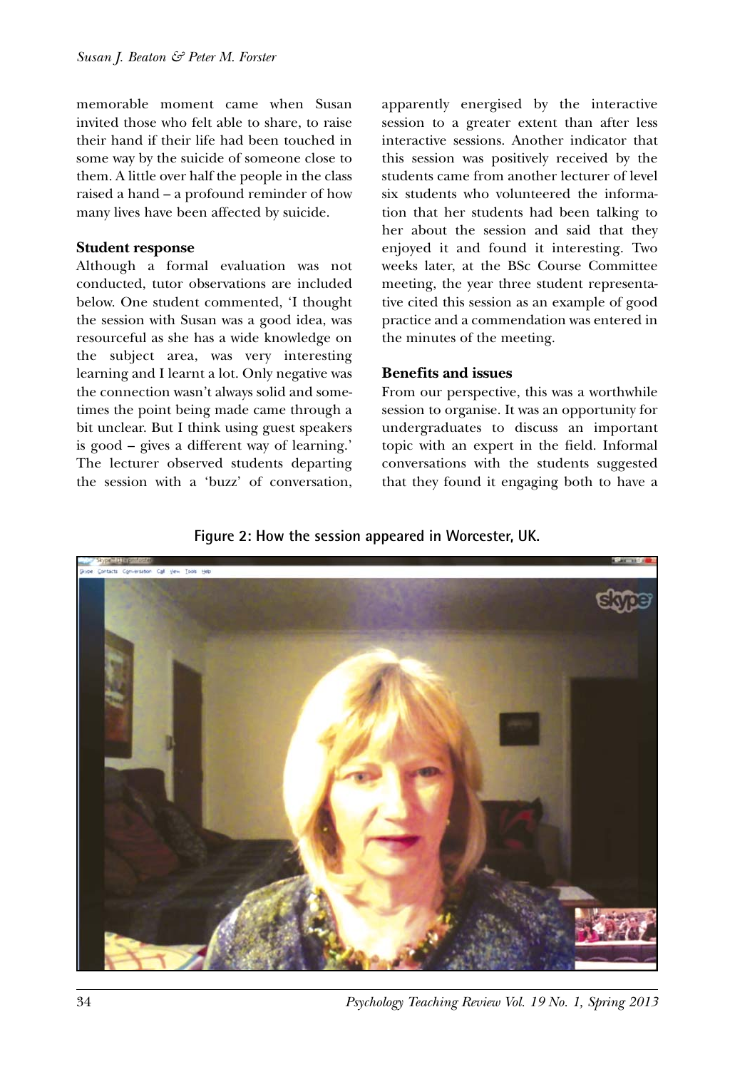memorable moment came when Susan invited those who felt able to share, to raise their hand if their life had been touched in some way by the suicide of someone close to them. A little over half the people in the class raised a hand – a profound reminder of how many lives have been affected by suicide.

### Student response

Although a formal evaluation was not conducted, tutor observations are included below. One student commented, 'I thought the session with Susan was a good idea, was resourceful as she has a wide knowledge on the subject area, was very interesting learning and I learnt a lot. Only negative was the connection wasn't always solid and sometimes the point being made came through a bit unclear. But I think using guest speakers is good – gives a different way of learning.' The lecturer observed students departing the session with a 'buzz' of conversation, apparently energised by the interactive session to a greater extent than after less interactive sessions. Another indicator that this session was positively received by the students came from another lecturer of level six students who volunteered the information that her students had been talking to her about the session and said that they enjoyed it and found it interesting. Two weeks later, at the BSc Course Committee meeting, the year three student representative cited this session as an example of good practice and a commendation was entered in the minutes of the meeting.

### Benefits and issues

From our perspective, this was a worthwhile session to organise. It was an opportunity for undergraduates to discuss an important topic with an expert in the field. Informal conversations with the students suggested that they found it engaging both to have a

**Figure 2: How the session appeared in Worcester, UK.**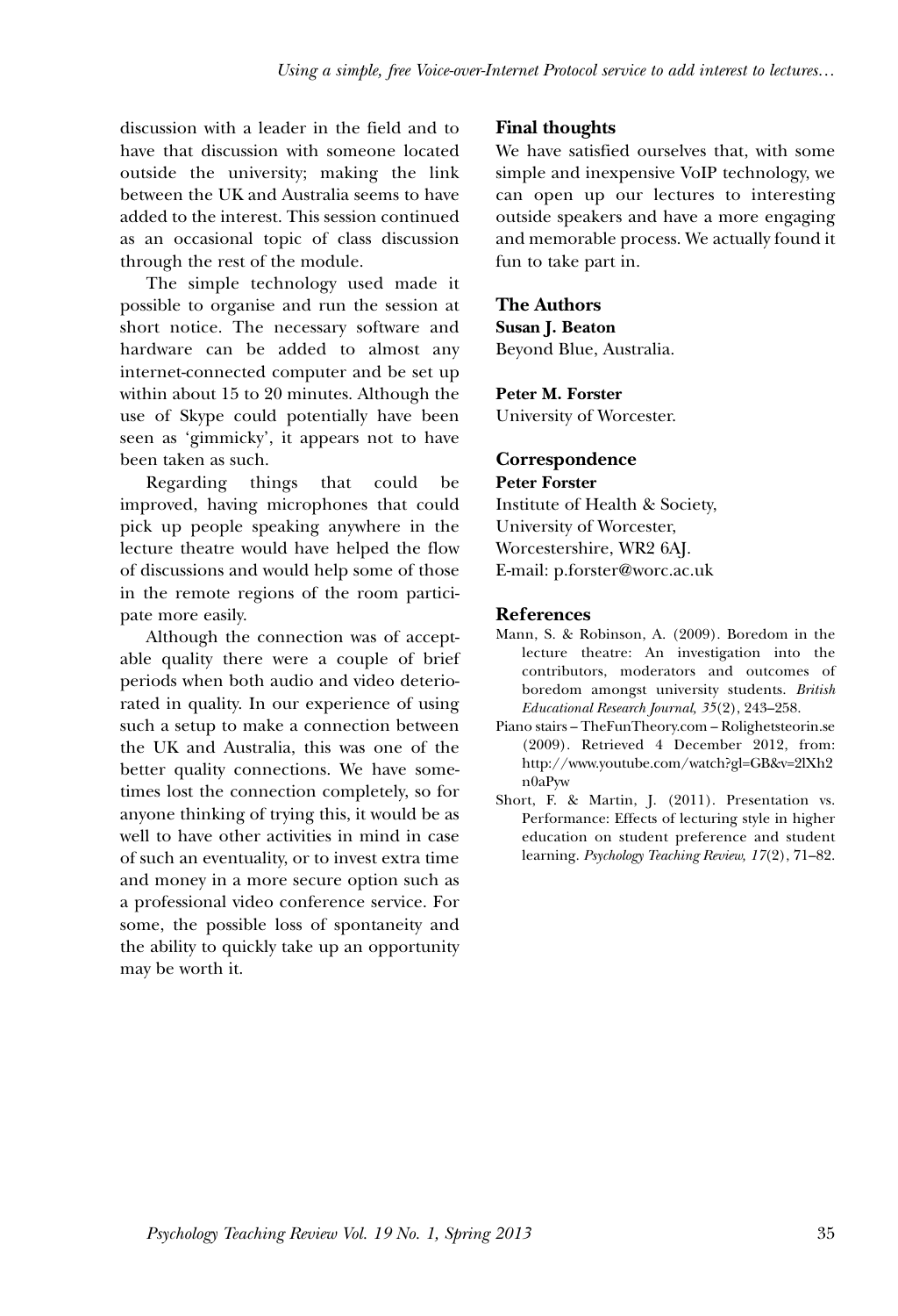discussion with a leader in the field and to have that discussion with someone located outside the university; making the link between the UK and Australia seems to have added to the interest. This session continued as an occasional topic of class discussion through the rest of the module.

The simple technology used made it possible to organise and run the session at short notice. The necessary software and hardware can be added to almost any internet-connected computer and be set up within about 15 to 20 minutes. Although the use of Skype could potentially have been seen as 'gimmicky', it appears not to have been taken as such.

Regarding things that could be improved, having microphones that could pick up people speaking anywhere in the lecture theatre would have helped the flow of discussions and would help some of those in the remote regions of the room participate more easily.

Although the connection was of acceptable quality there were a couple of brief periods when both audio and video deteriorated in quality. In our experience of using such a setup to make a connection between the UK and Australia, this was one of the better quality connections. We have sometimes lost the connection completely, so for anyone thinking of trying this, it would be as well to have other activities in mind in case of such an eventuality, or to invest extra time and money in a more secure option such as a professional video conference service. For some, the possible loss of spontaneity and the ability to quickly take up an opportunity may be worth it.

## Final thoughts

We have satisfied ourselves that, with some simple and inexpensive VoIP technology, we can open up our lectures to interesting outside speakers and have a more engaging and memorable process. We actually found it fun to take part in.

## The Authors

**Susan J. Beaton**
Beyond Blue, Australia.

**Peter M. Forster**
University of Worcester.

## Correspondence

**Peter Forster**
Institute of Health & Society,
University of Worcester,
Worcestershire, WR2 6AJ.
E-mail: p.forster@worc.ac.uk

## References

Mann, S. & Robinson, A. (2009). Boredom in the lecture theatre: An investigation into the contributors, moderators and outcomes of boredom amongst university students. *British Educational Research Journal, 35*(2), 243–258.

Piano stairs – TheFunTheory.com – Rolighetsteorin.se (2009). Retrieved 4 December 2012, from: http://www.youtube.com/watch?gl=GB&v=2lXh2n0aPyw

Short, F. & Martin, J. (2011). Presentation vs. Performance: Effects of lecturing style in higher education on student preference and student learning. *Psychology Teaching Review, 17*(2), 71–82.